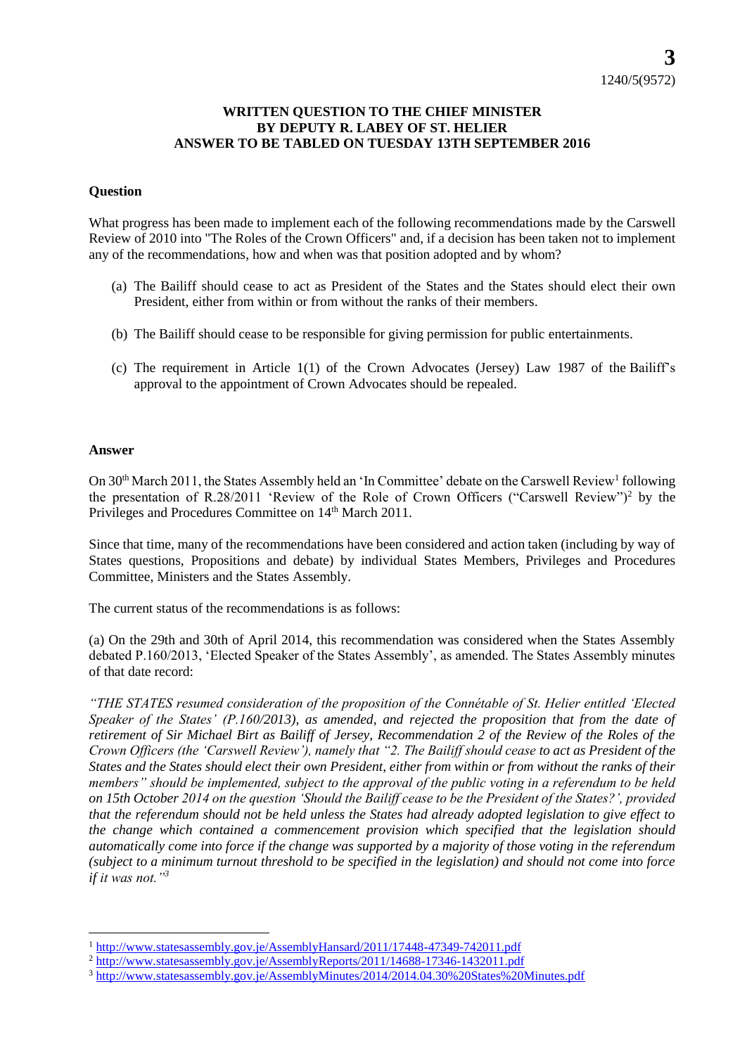**3**
1240/5(9572)

**WRITTEN QUESTION TO THE CHIEF MINISTER BY DEPUTY R. LABEY OF ST. HELIER ANSWER TO BE TABLED ON TUESDAY 13TH SEPTEMBER 2016**

**Question**

What progress has been made to implement each of the following recommendations made by the Carswell Review of 2010 into "The Roles of the Crown Officers" and, if a decision has been taken not to implement any of the recommendations, how and when was that position adopted and by whom?

(a) The Bailiff should cease to act as President of the States and the States should elect their own President, either from within or from without the ranks of their members.

(b) The Bailiff should cease to be responsible for giving permission for public entertainments.

(c) The requirement in Article 1(1) of the Crown Advocates (Jersey) Law 1987 of the Bailiff's approval to the appointment of Crown Advocates should be repealed.

**Answer**

On 30th March 2011, the States Assembly held an 'In Committee' debate on the Carswell Review[1] following the presentation of R.28/2011 'Review of the Role of Crown Officers ("Carswell Review")[2] by the Privileges and Procedures Committee on 14th March 2011.

Since that time, many of the recommendations have been considered and action taken (including by way of States questions, Propositions and debate) by individual States Members, Privileges and Procedures Committee, Ministers and the States Assembly.

The current status of the recommendations is as follows:

(a) On the 29th and 30th of April 2014, this recommendation was considered when the States Assembly debated P.160/2013, 'Elected Speaker of the States Assembly', as amended. The States Assembly minutes of that date record:

*"THE STATES resumed consideration of the proposition of the Connétable of St. Helier entitled 'Elected Speaker of the States' (P.160/2013), as amended, and rejected the proposition that from the date of retirement of Sir Michael Birt as Bailiff of Jersey, Recommendation 2 of the Review of the Roles of the Crown Officers (the 'Carswell Review'), namely that "2. The Bailiff should cease to act as President of the States and the States should elect their own President, either from within or from without the ranks of their members" should be implemented, subject to the approval of the public voting in a referendum to be held on 15th October 2014 on the question 'Should the Bailiff cease to be the President of the States?', provided that the referendum should not be held unless the States had already adopted legislation to give effect to the change which contained a commencement provision which specified that the legislation should automatically come into force if the change was supported by a majority of those voting in the referendum (subject to a minimum turnout threshold to be specified in the legislation) and should not come into force if it was not."*[3]

---

[1] http://www.statesassembly.gov.je/AssemblyHansard/2011/17448-47349-742011.pdf

[2] http://www.statesassembly.gov.je/AssemblyReports/2011/14688-17346-1432011.pdf

[3] http://www.statesassembly.gov.je/AssemblyMinutes/2014/2014.04.30%20States%20Minutes.pdf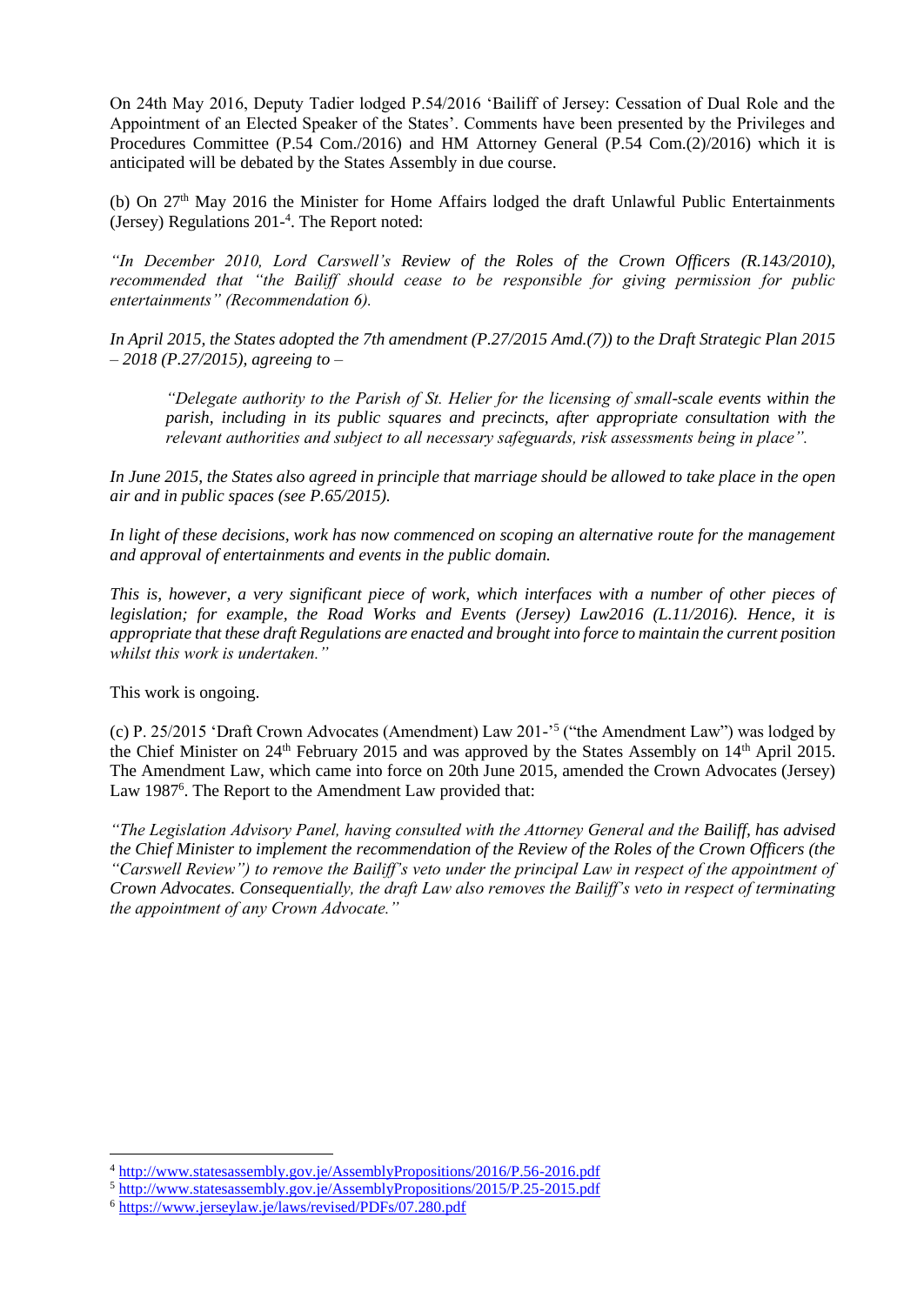On 24th May 2016, Deputy Tadier lodged P.54/2016 'Bailiff of Jersey: Cessation of Dual Role and the Appointment of an Elected Speaker of the States'. Comments have been presented by the Privileges and Procedures Committee (P.54 Com./2016) and HM Attorney General (P.54 Com.(2)/2016) which it is anticipated will be debated by the States Assembly in due course.

(b) On 27th May 2016 the Minister for Home Affairs lodged the draft Unlawful Public Entertainments (Jersey) Regulations 201-[4]. The Report noted:

*"In December 2010, Lord Carswell's Review of the Roles of the Crown Officers (R.143/2010), recommended that "the Bailiff should cease to be responsible for giving permission for public entertainments" (Recommendation 6).*

*In April 2015, the States adopted the 7th amendment (P.27/2015 Amd.(7)) to the Draft Strategic Plan 2015 – 2018 (P.27/2015), agreeing to –*

> *"Delegate authority to the Parish of St. Helier for the licensing of small-scale events within the parish, including in its public squares and precincts, after appropriate consultation with the relevant authorities and subject to all necessary safeguards, risk assessments being in place".*

*In June 2015, the States also agreed in principle that marriage should be allowed to take place in the open air and in public spaces (see P.65/2015).*

*In light of these decisions, work has now commenced on scoping an alternative route for the management and approval of entertainments and events in the public domain.*

*This is, however, a very significant piece of work, which interfaces with a number of other pieces of legislation; for example, the Road Works and Events (Jersey) Law2016 (L.11/2016). Hence, it is appropriate that these draft Regulations are enacted and brought into force to maintain the current position whilst this work is undertaken."*

This work is ongoing.

(c) P. 25/2015 'Draft Crown Advocates (Amendment) Law 201-'[5] ("the Amendment Law") was lodged by the Chief Minister on 24th February 2015 and was approved by the States Assembly on 14th April 2015. The Amendment Law, which came into force on 20th June 2015, amended the Crown Advocates (Jersey) Law 1987[6]. The Report to the Amendment Law provided that:

*"The Legislation Advisory Panel, having consulted with the Attorney General and the Bailiff, has advised the Chief Minister to implement the recommendation of the Review of the Roles of the Crown Officers (the "Carswell Review") to remove the Bailiff's veto under the principal Law in respect of the appointment of Crown Advocates. Consequentially, the draft Law also removes the Bailiff's veto in respect of terminating the appointment of any Crown Advocate."*

---

[4] http://www.statesassembly.gov.je/AssemblyPropositions/2016/P.56-2016.pdf

[5] http://www.statesassembly.gov.je/AssemblyPropositions/2015/P.25-2015.pdf

[6] https://www.jerseylaw.je/laws/revised/PDFs/07.280.pdf